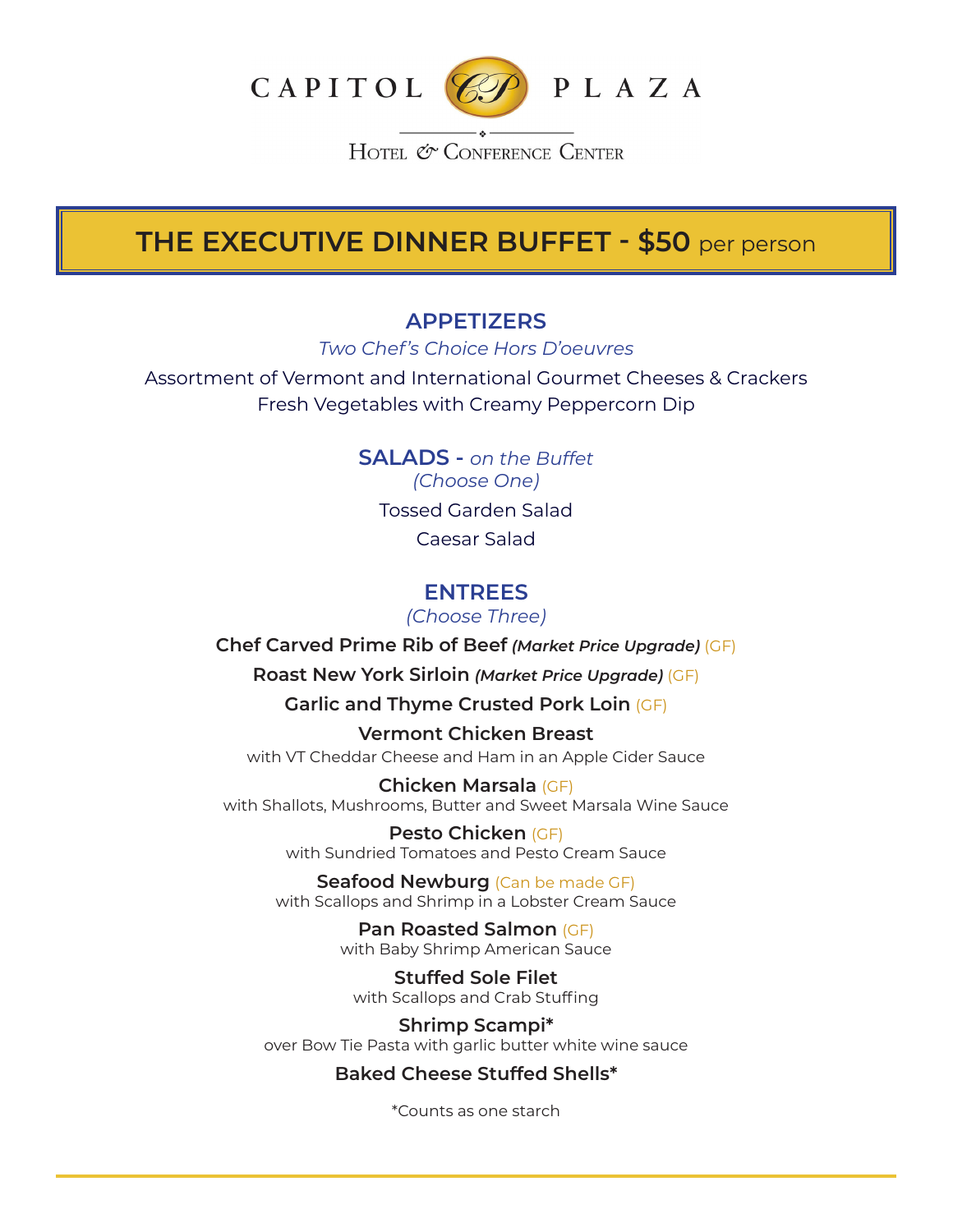CAPITOL PLAZA

HOTEL & CONFERENCE CENTER

# THE EXECUTIVE DINNER BUFFET - $50 per person

## APPETIZERS

*Two Chef's Choice Hors D'oeuvres*

Assortment of Vermont and International Gourmet Cheeses & Crackers

Fresh Vegetables with Creamy Peppercorn Dip

## SALADS - *on the Buffet*

*(Choose One)*

Tossed Garden Salad

Caesar Salad

## ENTREES

*(Choose Three)*

**Chef Carved Prime Rib of Beef** ***(Market Price Upgrade)*** (GF)

**Roast New York Sirloin** ***(Market Price Upgrade)*** (GF)

**Garlic and Thyme Crusted Pork Loin** (GF)

**Vermont Chicken Breast**
with VT Cheddar Cheese and Ham in an Apple Cider Sauce

**Chicken Marsala** (GF)
with Shallots, Mushrooms, Butter and Sweet Marsala Wine Sauce

**Pesto Chicken** (GF)
with Sundried Tomatoes and Pesto Cream Sauce

**Seafood Newburg** (Can be made GF)
with Scallops and Shrimp in a Lobster Cream Sauce

**Pan Roasted Salmon** (GF)
with Baby Shrimp American Sauce

**Stuffed Sole Filet**
with Scallops and Crab Stuffing

**Shrimp Scampi***
over Bow Tie Pasta with garlic butter white wine sauce

**Baked Cheese Stuffed Shells***

*Counts as one starch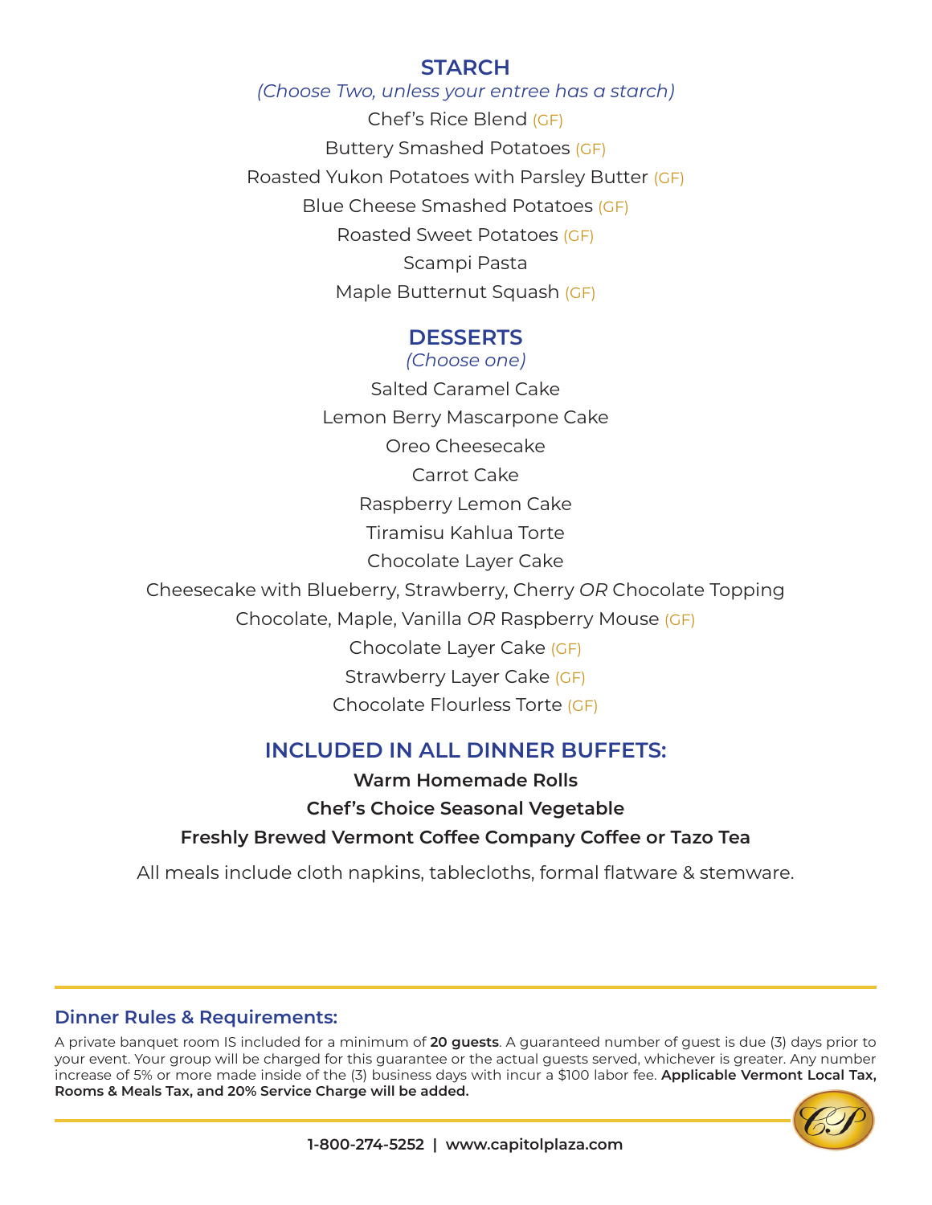## STARCH

*(Choose Two, unless your entree has a starch)*

Chef's Rice Blend (GF)

Buttery Smashed Potatoes (GF)

Roasted Yukon Potatoes with Parsley Butter (GF)

Blue Cheese Smashed Potatoes (GF)

Roasted Sweet Potatoes (GF)

Scampi Pasta

Maple Butternut Squash (GF)

## DESSERTS

*(Choose one)*

Salted Caramel Cake

Lemon Berry Mascarpone Cake

Oreo Cheesecake

Carrot Cake

Raspberry Lemon Cake

Tiramisu Kahlua Torte

Chocolate Layer Cake

Cheesecake with Blueberry, Strawberry, Cherry *OR* Chocolate Topping

Chocolate, Maple, Vanilla *OR* Raspberry Mouse (GF)

Chocolate Layer Cake (GF)

Strawberry Layer Cake (GF)

Chocolate Flourless Torte (GF)

## INCLUDED IN ALL DINNER BUFFETS:

**Warm Homemade Rolls**

**Chef's Choice Seasonal Vegetable**

**Freshly Brewed Vermont Coffee Company Coffee or Tazo Tea**

All meals include cloth napkins, tablecloths, formal flatware & stemware.

### Dinner Rules & Requirements:

A private banquet room IS included for a minimum of **20 guests**. A guaranteed number of guest is due (3) days prior to your event. Your group will be charged for this guarantee or the actual guests served, whichever is greater. Any number increase of 5% or more made inside of the (3) business days with incur a $100 labor fee. **Applicable Vermont Local Tax, Rooms & Meals Tax, and 20% Service Charge will be added.**

**1-800-274-5252 | www.capitolplaza.com**